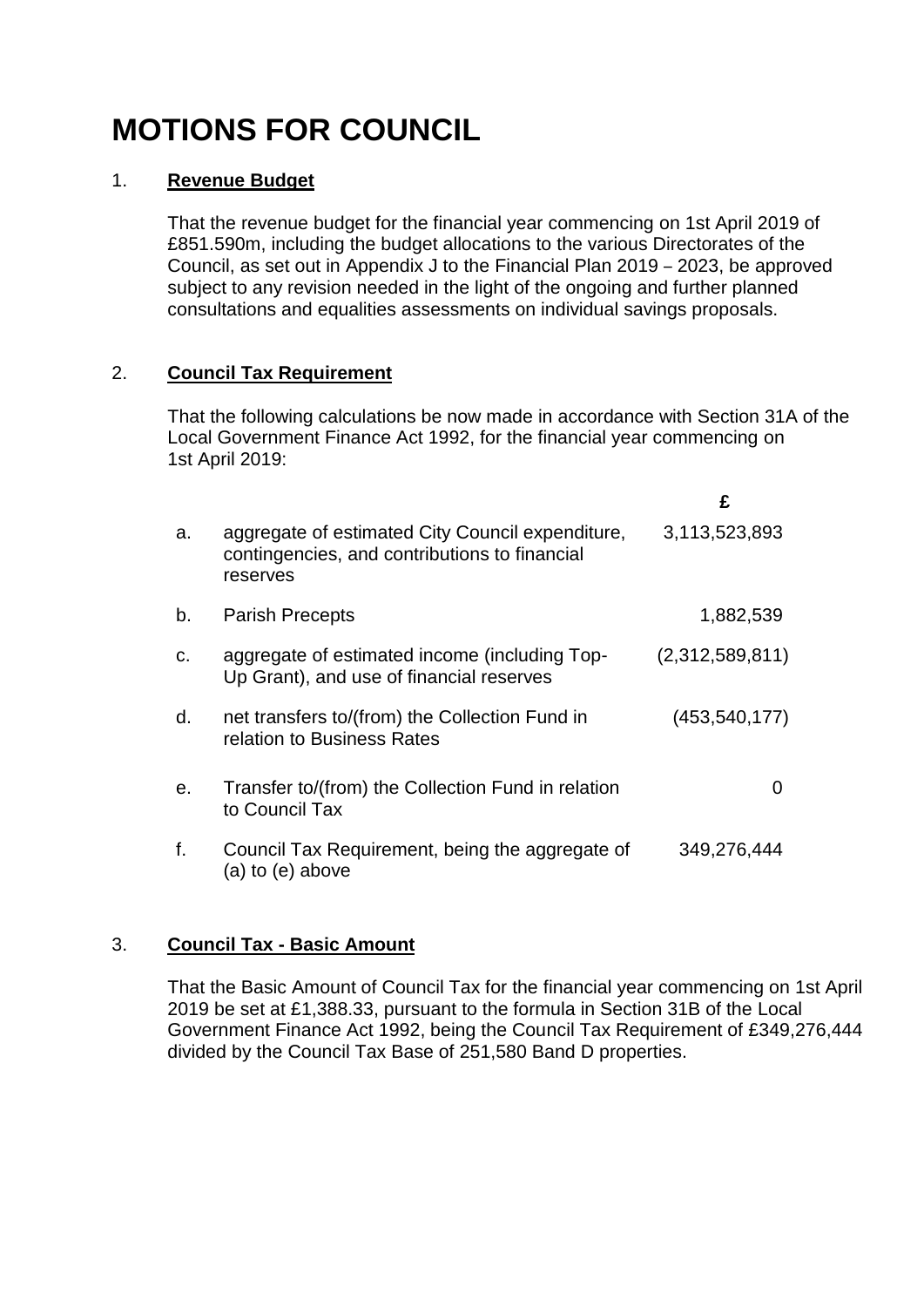# MOTIONS FOR COUNCIL

1. **Revenue Budget**

   That the revenue budget for the financial year commencing on 1st April 2019 of £851.590m, including the budget allocations to the various Directorates of the Council, as set out in Appendix J to the Financial Plan 2019 – 2023, be approved subject to any revision needed in the light of the ongoing and further planned consultations and equalities assessments on individual savings proposals.

2. **Council Tax Requirement**

   That the following calculations be now made in accordance with Section 31A of the Local Government Finance Act 1992, for the financial year commencing on 1st April 2019:

|  |  | £ |
|---|---|---|
| a. | aggregate of estimated City Council expenditure, contingencies, and contributions to financial reserves | 3,113,523,893 |
| b. | Parish Precepts | 1,882,539 |
| c. | aggregate of estimated income (including Top-Up Grant), and use of financial reserves | (2,312,589,811) |
| d. | net transfers to/(from) the Collection Fund in relation to Business Rates | (453,540,177) |
| e. | Transfer to/(from) the Collection Fund in relation to Council Tax | 0 |
| f. | Council Tax Requirement, being the aggregate of (a) to (e) above | 349,276,444 |

3. **Council Tax - Basic Amount**

   That the Basic Amount of Council Tax for the financial year commencing on 1st April 2019 be set at £1,388.33, pursuant to the formula in Section 31B of the Local Government Finance Act 1992, being the Council Tax Requirement of £349,276,444 divided by the Council Tax Base of 251,580 Band D properties.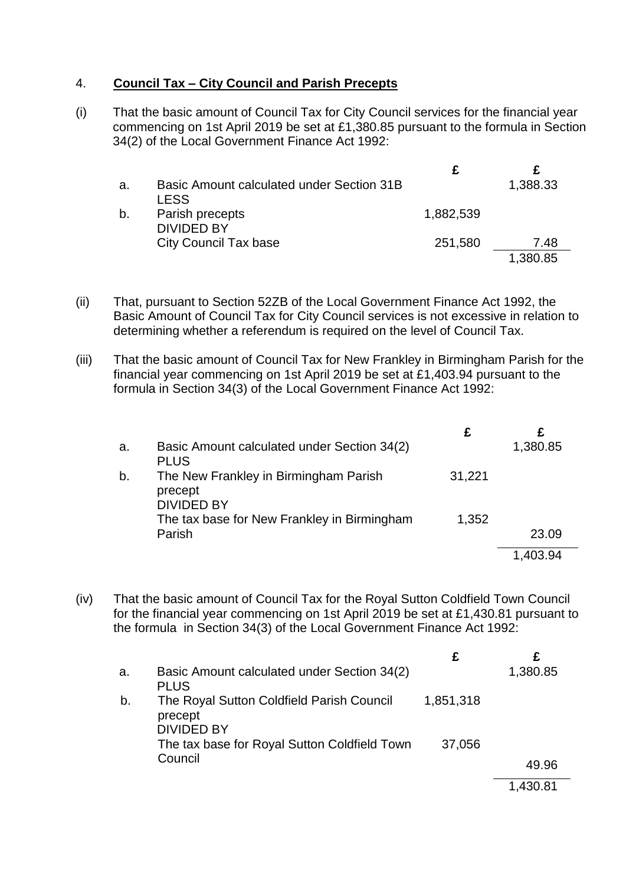4. **Council Tax – City Council and Parish Precepts**

(i) That the basic amount of Council Tax for City Council services for the financial year commencing on 1st April 2019 be set at £1,380.85 pursuant to the formula in Section 34(2) of the Local Government Finance Act 1992:

| | | £ | £ |
|---|---|---|---|
| a. | Basic Amount calculated under Section 31B<br>LESS | | 1,388.33 |
| b. | Parish precepts<br>DIVIDED BY | 1,882,539 | |
| | City Council Tax base | 251,580 | 7.48 |
| | | | 1,380.85 |

(ii) That, pursuant to Section 52ZB of the Local Government Finance Act 1992, the Basic Amount of Council Tax for City Council services is not excessive in relation to determining whether a referendum is required on the level of Council Tax.

(iii) That the basic amount of Council Tax for New Frankley in Birmingham Parish for the financial year commencing on 1st April 2019 be set at £1,403.94 pursuant to the formula in Section 34(3) of the Local Government Finance Act 1992:

| | | £ | £ |
|---|---|---|---|
| a. | Basic Amount calculated under Section 34(2)<br>PLUS | | 1,380.85 |
| b. | The New Frankley in Birmingham Parish precept<br>DIVIDED BY | 31,221 | |
| | The tax base for New Frankley in Birmingham Parish | 1,352 | 23.09 |
| | | | 1,403.94 |

(iv) That the basic amount of Council Tax for the Royal Sutton Coldfield Town Council for the financial year commencing on 1st April 2019 be set at £1,430.81 pursuant to the formula in Section 34(3) of the Local Government Finance Act 1992:

| | | £ | £ |
|---|---|---|---|
| a. | Basic Amount calculated under Section 34(2)<br>PLUS | | 1,380.85 |
| b. | The Royal Sutton Coldfield Parish Council precept<br>DIVIDED BY | 1,851,318 | |
| | The tax base for Royal Sutton Coldfield Town Council | 37,056 | 49.96 |
| | | | 1,430.81 |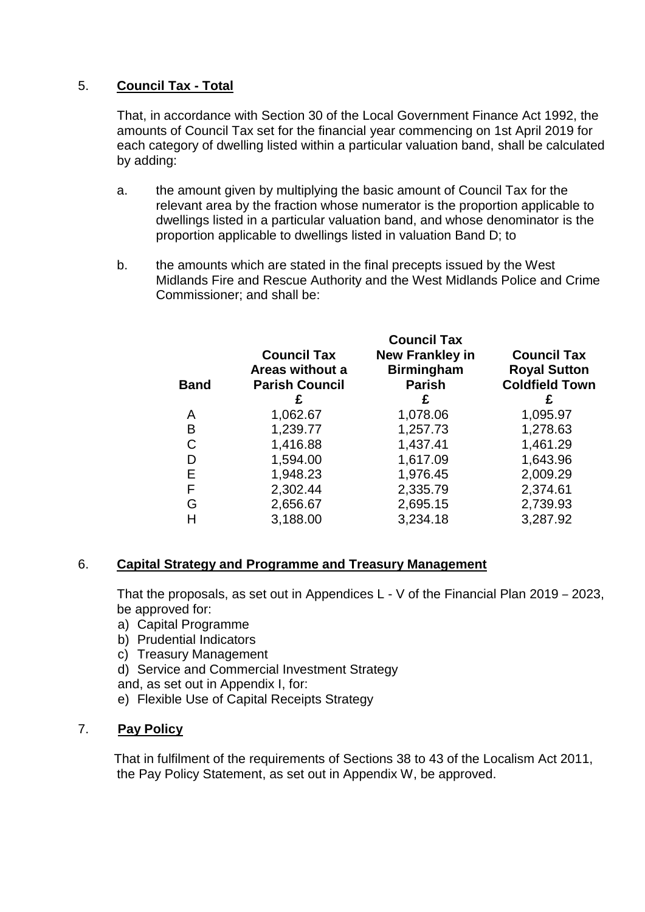## 5. **Council Tax - Total**

That, in accordance with Section 30 of the Local Government Finance Act 1992, the amounts of Council Tax set for the financial year commencing on 1st April 2019 for each category of dwelling listed within a particular valuation band, shall be calculated by adding:

a. the amount given by multiplying the basic amount of Council Tax for the relevant area by the fraction whose numerator is the proportion applicable to dwellings listed in a particular valuation band, and whose denominator is the proportion applicable to dwellings listed in valuation Band D; to

b. the amounts which are stated in the final precepts issued by the West Midlands Fire and Rescue Authority and the West Midlands Police and Crime Commissioner; and shall be:

| Band | Council Tax Areas without a Parish Council | Council Tax New Frankley in Birmingham Parish | Council Tax Royal Sutton Coldfield Town |
|---|---|---|---|
| | £ | £ | £ |
| A | 1,062.67 | 1,078.06 | 1,095.97 |
| B | 1,239.77 | 1,257.73 | 1,278.63 |
| C | 1,416.88 | 1,437.41 | 1,461.29 |
| D | 1,594.00 | 1,617.09 | 1,643.96 |
| E | 1,948.23 | 1,976.45 | 2,009.29 |
| F | 2,302.44 | 2,335.79 | 2,374.61 |
| G | 2,656.67 | 2,695.15 | 2,739.93 |
| H | 3,188.00 | 3,234.18 | 3,287.92 |

## 6. **Capital Strategy and Programme and Treasury Management**

That the proposals, as set out in Appendices L - V of the Financial Plan 2019 – 2023, be approved for:

a) Capital Programme
b) Prudential Indicators
c) Treasury Management
d) Service and Commercial Investment Strategy

and, as set out in Appendix I, for:

e) Flexible Use of Capital Receipts Strategy

## 7. **Pay Policy**

That in fulfilment of the requirements of Sections 38 to 43 of the Localism Act 2011, the Pay Policy Statement, as set out in Appendix W, be approved.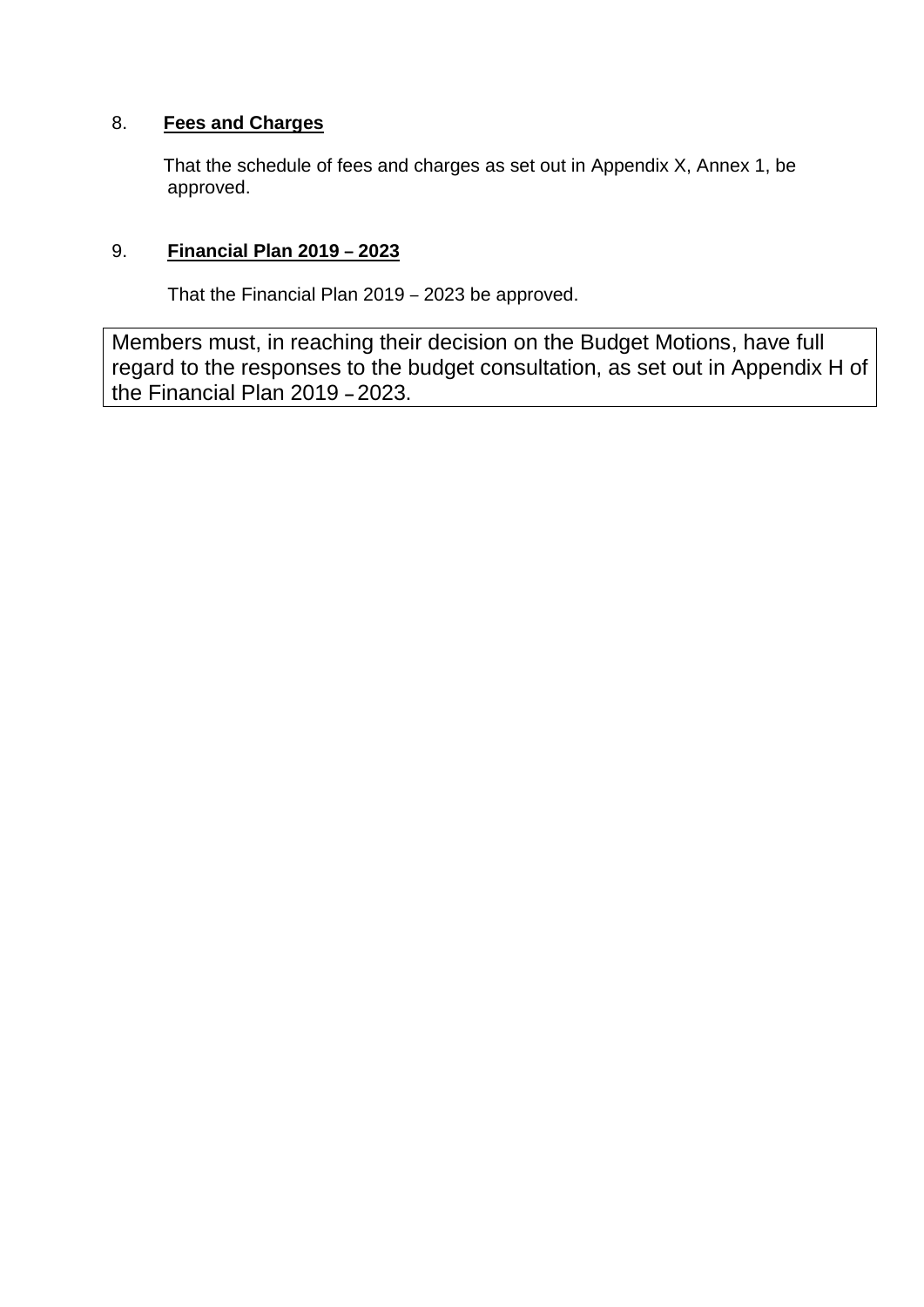8. **Fees and Charges**

   That the schedule of fees and charges as set out in Appendix X, Annex 1, be approved.

9. **Financial Plan 2019 – 2023**

   That the Financial Plan 2019 – 2023 be approved.

> Members must, in reaching their decision on the Budget Motions, have full regard to the responses to the budget consultation, as set out in Appendix H of the Financial Plan 2019 – 2023.